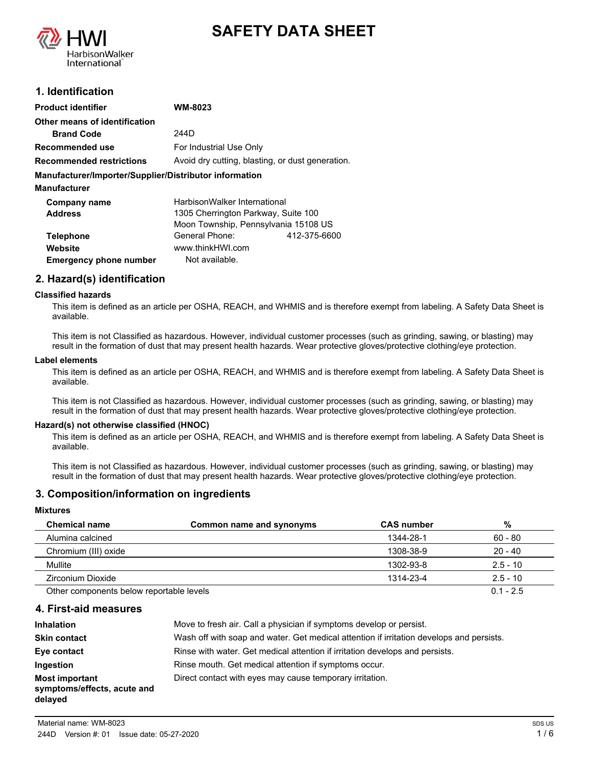# SAFETY DATA SHEET

## 1. Identification

| | |
|---|---|
| **Product identifier** | **WM-8023** |
| **Other means of identification** | |
| **Brand Code** | 244D |
| **Recommended use** | For Industrial Use Only |
| **Recommended restrictions** | Avoid dry cutting, blasting, or dust generation. |

**Manufacturer/Importer/Supplier/Distributor information**

**Manufacturer**

| | |
|---|---|
| **Company name** | HarbisonWalker International |
| **Address** | 1305 Cherrington Parkway, Suite 100<br>Moon Township, Pennsylvania 15108 US |
| **Telephone** | General Phone: 412-375-6600 |
| **Website** | www.thinkHWI.com |
| **Emergency phone number** | Not available. |

## 2. Hazard(s) identification

**Classified hazards**

This item is defined as an article per OSHA, REACH, and WHMIS and is therefore exempt from labeling. A Safety Data Sheet is available.

This item is not Classified as hazardous. However, individual customer processes (such as grinding, sawing, or blasting) may result in the formation of dust that may present health hazards. Wear protective gloves/protective clothing/eye protection.

**Label elements**

This item is defined as an article per OSHA, REACH, and WHMIS and is therefore exempt from labeling. A Safety Data Sheet is available.

This item is not Classified as hazardous. However, individual customer processes (such as grinding, sawing, or blasting) may result in the formation of dust that may present health hazards. Wear protective gloves/protective clothing/eye protection.

**Hazard(s) not otherwise classified (HNOC)**

This item is defined as an article per OSHA, REACH, and WHMIS and is therefore exempt from labeling. A Safety Data Sheet is available.

This item is not Classified as hazardous. However, individual customer processes (such as grinding, sawing, or blasting) may result in the formation of dust that may present health hazards. Wear protective gloves/protective clothing/eye protection.

## 3. Composition/information on ingredients

**Mixtures**

| Chemical name | Common name and synonyms | CAS number | % |
|---|---|---|---|
| Alumina calcined | | 1344-28-1 | 60 - 80 |
| Chromium (III) oxide | | 1308-38-9 | 20 - 40 |
| Mullite | | 1302-93-8 | 2.5 - 10 |
| Zirconium Dioxide | | 1314-23-4 | 2.5 - 10 |
| Other components below reportable levels | | | 0.1 - 2.5 |

## 4. First-aid measures

| | |
|---|---|
| **Inhalation** | Move to fresh air. Call a physician if symptoms develop or persist. |
| **Skin contact** | Wash off with soap and water. Get medical attention if irritation develops and persists. |
| **Eye contact** | Rinse with water. Get medical attention if irritation develops and persists. |
| **Ingestion** | Rinse mouth. Get medical attention if symptoms occur. |
| **Most important symptoms/effects, acute and delayed** | Direct contact with eyes may cause temporary irritation. |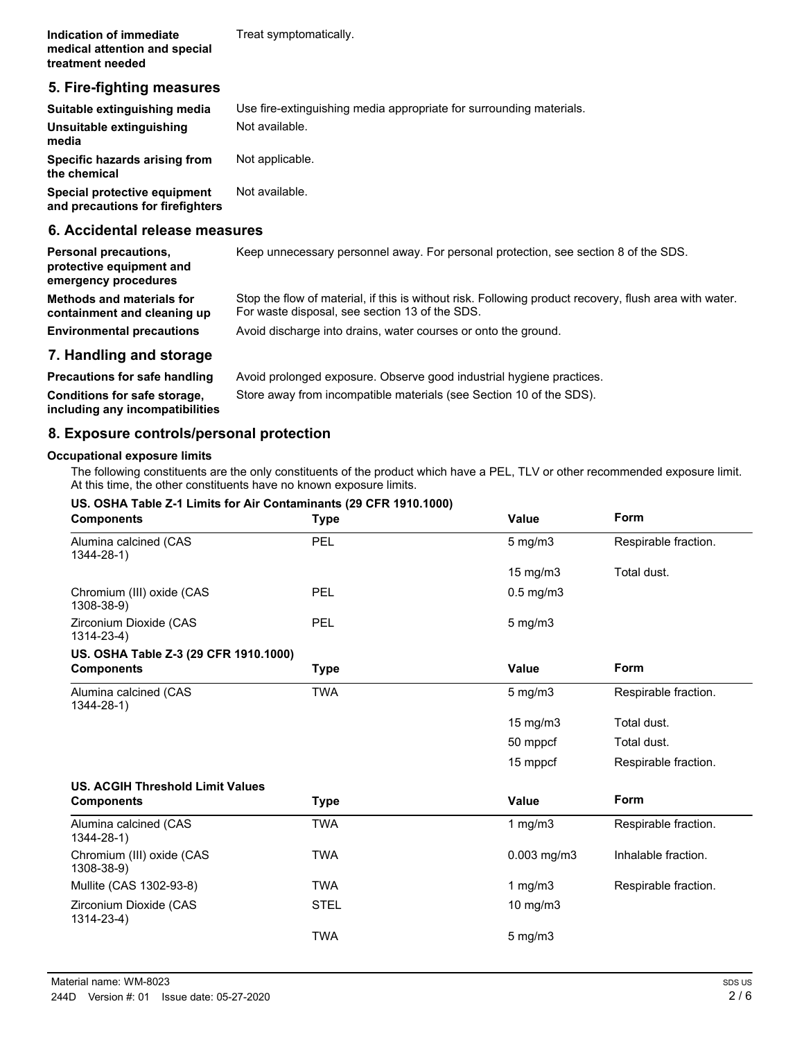| | |
|---|---|
| **Indication of immediate medical attention and special treatment needed** | Treat symptomatically. |

## 5. Fire-fighting measures

| | |
|---|---|
| **Suitable extinguishing media** | Use fire-extinguishing media appropriate for surrounding materials. |
| **Unsuitable extinguishing media** | Not available. |
| **Specific hazards arising from the chemical** | Not applicable. |
| **Special protective equipment and precautions for firefighters** | Not available. |

## 6. Accidental release measures

| | |
|---|---|
| **Personal precautions, protective equipment and emergency procedures** | Keep unnecessary personnel away. For personal protection, see section 8 of the SDS. |
| **Methods and materials for containment and cleaning up** | Stop the flow of material, if this is without risk. Following product recovery, flush area with water. For waste disposal, see section 13 of the SDS. |
| **Environmental precautions** | Avoid discharge into drains, water courses or onto the ground. |

## 7. Handling and storage

| | |
|---|---|
| **Precautions for safe handling** | Avoid prolonged exposure. Observe good industrial hygiene practices. |
| **Conditions for safe storage, including any incompatibilities** | Store away from incompatible materials (see Section 10 of the SDS). |

## 8. Exposure controls/personal protection

**Occupational exposure limits**

The following constituents are the only constituents of the product which have a PEL, TLV or other recommended exposure limit. At this time, the other constituents have no known exposure limits.

**US. OSHA Table Z-1 Limits for Air Contaminants (29 CFR 1910.1000)**

| Components | Type | Value | Form |
|---|---|---|---|
| Alumina calcined (CAS 1344-28-1) | PEL | 5 mg/m3 | Respirable fraction. |
| | | 15 mg/m3 | Total dust. |
| Chromium (III) oxide (CAS 1308-38-9) | PEL | 0.5 mg/m3 | |
| Zirconium Dioxide (CAS 1314-23-4) | PEL | 5 mg/m3 | |

**US. OSHA Table Z-3 (29 CFR 1910.1000)**

| Components | Type | Value | Form |
|---|---|---|---|
| Alumina calcined (CAS 1344-28-1) | TWA | 5 mg/m3 | Respirable fraction. |
| | | 15 mg/m3 | Total dust. |
| | | 50 mppcf | Total dust. |
| | | 15 mppcf | Respirable fraction. |

**US. ACGIH Threshold Limit Values**

| Components | Type | Value | Form |
|---|---|---|---|
| Alumina calcined (CAS 1344-28-1) | TWA | 1 mg/m3 | Respirable fraction. |
| Chromium (III) oxide (CAS 1308-38-9) | TWA | 0.003 mg/m3 | Inhalable fraction. |
| Mullite (CAS 1302-93-8) | TWA | 1 mg/m3 | Respirable fraction. |
| Zirconium Dioxide (CAS 1314-23-4) | STEL | 10 mg/m3 | |
| | TWA | 5 mg/m3 | |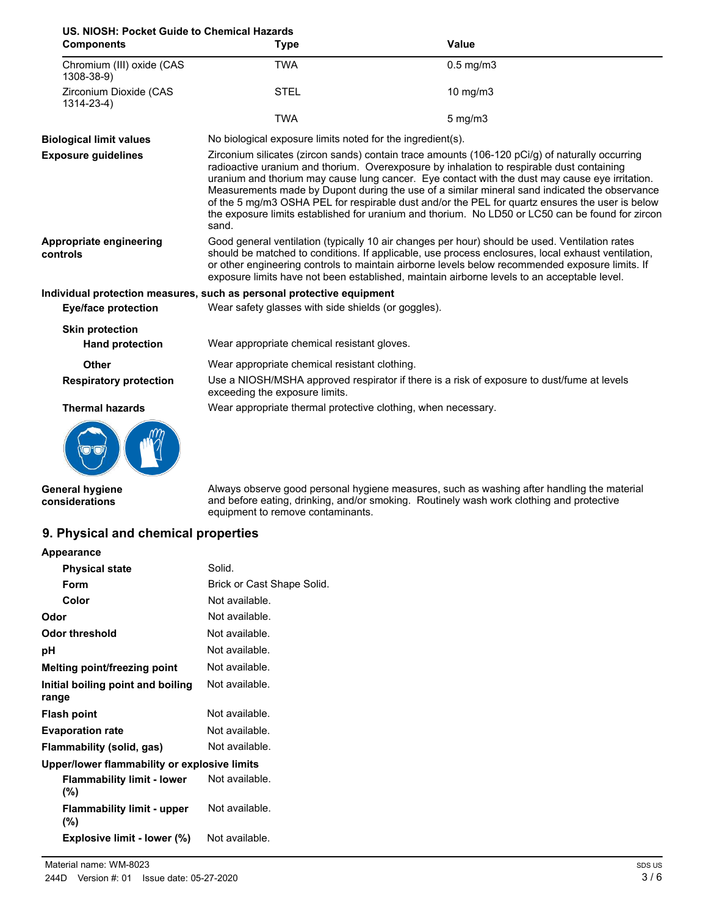**US. NIOSH: Pocket Guide to Chemical Hazards**

| Components | Type | Value |
| --- | --- | --- |
| Chromium (III) oxide (CAS 1308-38-9) | TWA | 0.5 mg/m3 |
| Zirconium Dioxide (CAS 1314-23-4) | STEL | 10 mg/m3 |
| | TWA | 5 mg/m3 |

**Biological limit values** No biological exposure limits noted for the ingredient(s).

**Exposure guidelines** Zirconium silicates (zircon sands) contain trace amounts (106-120 pCi/g) of naturally occurring radioactive uranium and thorium. Overexposure by inhalation to respirable dust containing uranium and thorium may cause lung cancer. Eye contact with the dust may cause eye irritation. Measurements made by Dupont during the use of a similar mineral sand indicated the observance of the 5 mg/m3 OSHA PEL for respirable dust and/or the PEL for quartz ensures the user is below the exposure limits established for uranium and thorium. No LD50 or LC50 can be found for zircon sand.

**Appropriate engineering controls** Good general ventilation (typically 10 air changes per hour) should be used. Ventilation rates should be matched to conditions. If applicable, use process enclosures, local exhaust ventilation, or other engineering controls to maintain airborne levels below recommended exposure limits. If exposure limits have not been established, maintain airborne levels to an acceptable level.

**Individual protection measures, such as personal protective equipment**

**Eye/face protection** Wear safety glasses with side shields (or goggles).

**Skin protection**

**Hand protection** Wear appropriate chemical resistant gloves.

**Other** Wear appropriate chemical resistant clothing.

**Respiratory protection** Use a NIOSH/MSHA approved respirator if there is a risk of exposure to dust/fume at levels exceeding the exposure limits.

**Thermal hazards** Wear appropriate thermal protective clothing, when necessary.

**General hygiene considerations** Always observe good personal hygiene measures, such as washing after handling the material and before eating, drinking, and/or smoking. Routinely wash work clothing and protective equipment to remove contaminants.

## 9. Physical and chemical properties

**Appearance**

| | |
| --- | --- |
| **Physical state** | Solid. |
| **Form** | Brick or Cast Shape Solid. |
| **Color** | Not available. |
| **Odor** | Not available. |
| **Odor threshold** | Not available. |
| **pH** | Not available. |
| **Melting point/freezing point** | Not available. |
| **Initial boiling point and boiling range** | Not available. |
| **Flash point** | Not available. |
| **Evaporation rate** | Not available. |
| **Flammability (solid, gas)** | Not available. |

**Upper/lower flammability or explosive limits**

| | |
| --- | --- |
| **Flammability limit - lower (%)** | Not available. |
| **Flammability limit - upper (%)** | Not available. |
| **Explosive limit - lower (%)** | Not available. |

Material name: WM-8023

244D Version #: 01 Issue date: 05-27-2020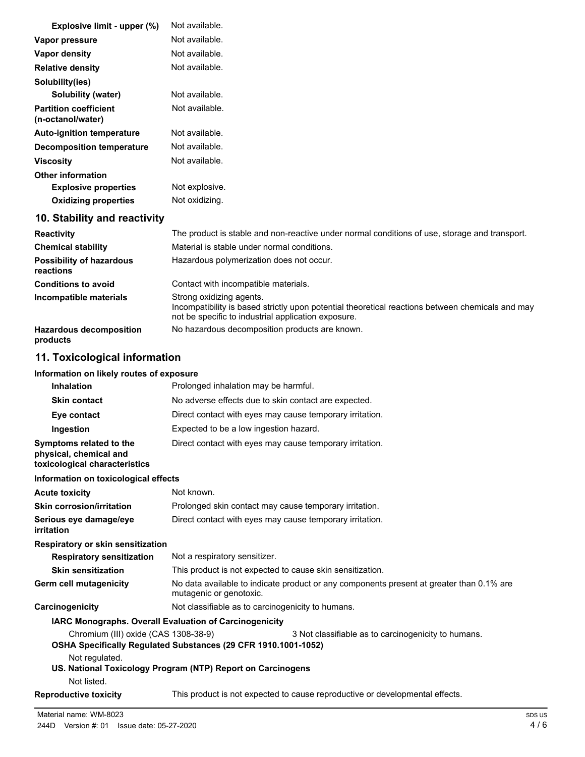| | |
|---|---|
| **Explosive limit - upper (%)** | Not available. |
| **Vapor pressure** | Not available. |
| **Vapor density** | Not available. |
| **Relative density** | Not available. |
| **Solubility(ies)** | |
| **Solubility (water)** | Not available. |
| **Partition coefficient (n-octanol/water)** | Not available. |
| **Auto-ignition temperature** | Not available. |
| **Decomposition temperature** | Not available. |
| **Viscosity** | Not available. |
| **Other information** | |
| **Explosive properties** | Not explosive. |
| **Oxidizing properties** | Not oxidizing. |

## 10. Stability and reactivity

| | |
|---|---|
| **Reactivity** | The product is stable and non-reactive under normal conditions of use, storage and transport. |
| **Chemical stability** | Material is stable under normal conditions. |
| **Possibility of hazardous reactions** | Hazardous polymerization does not occur. |
| **Conditions to avoid** | Contact with incompatible materials. |
| **Incompatible materials** | Strong oxidizing agents. Incompatibility is based strictly upon potential theoretical reactions between chemicals and may not be specific to industrial application exposure. |
| **Hazardous decomposition products** | No hazardous decomposition products are known. |

## 11. Toxicological information

**Information on likely routes of exposure**

| | |
|---|---|
| **Inhalation** | Prolonged inhalation may be harmful. |
| **Skin contact** | No adverse effects due to skin contact are expected. |
| **Eye contact** | Direct contact with eyes may cause temporary irritation. |
| **Ingestion** | Expected to be a low ingestion hazard. |
| **Symptoms related to the physical, chemical and toxicological characteristics** | Direct contact with eyes may cause temporary irritation. |

**Information on toxicological effects**

| | |
|---|---|
| **Acute toxicity** | Not known. |
| **Skin corrosion/irritation** | Prolonged skin contact may cause temporary irritation. |
| **Serious eye damage/eye irritation** | Direct contact with eyes may cause temporary irritation. |
| **Respiratory or skin sensitization** | |
| **Respiratory sensitization** | Not a respiratory sensitizer. |
| **Skin sensitization** | This product is not expected to cause skin sensitization. |
| **Germ cell mutagenicity** | No data available to indicate product or any components present at greater than 0.1% are mutagenic or genotoxic. |
| **Carcinogenicity** | Not classifiable as to carcinogenicity to humans. |

**IARC Monographs. Overall Evaluation of Carcinogenicity**

Chromium (III) oxide (CAS 1308-38-9) — 3 Not classifiable as to carcinogenicity to humans.

**OSHA Specifically Regulated Substances (29 CFR 1910.1001-1052)**

Not regulated.

**US. National Toxicology Program (NTP) Report on Carcinogens**

Not listed.

| | |
|---|---|
| **Reproductive toxicity** | This product is not expected to cause reproductive or developmental effects. |

Material name: WM-8023

244D Version #: 01 Issue date: 05-27-2020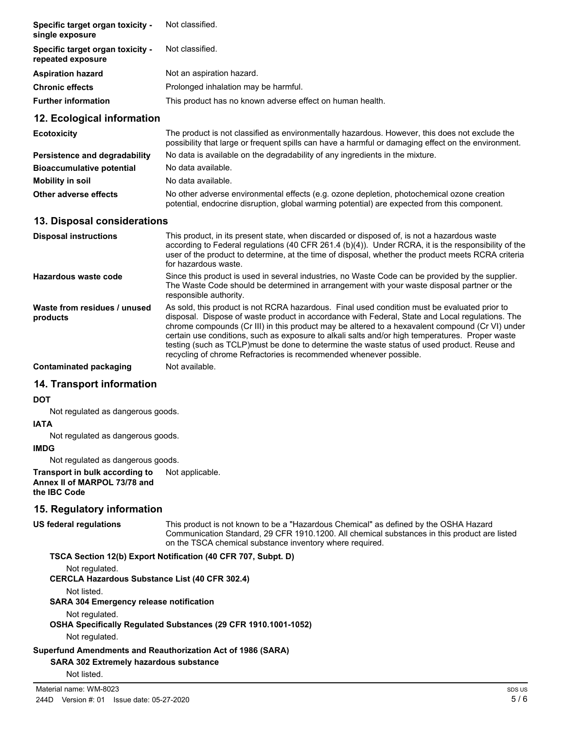| | |
|---|---|
| **Specific target organ toxicity - single exposure** | Not classified. |
| **Specific target organ toxicity - repeated exposure** | Not classified. |
| **Aspiration hazard** | Not an aspiration hazard. |
| **Chronic effects** | Prolonged inhalation may be harmful. |
| **Further information** | This product has no known adverse effect on human health. |

## 12. Ecological information

| | |
|---|---|
| **Ecotoxicity** | The product is not classified as environmentally hazardous. However, this does not exclude the possibility that large or frequent spills can have a harmful or damaging effect on the environment. |
| **Persistence and degradability** | No data is available on the degradability of any ingredients in the mixture. |
| **Bioaccumulative potential** | No data available. |
| **Mobility in soil** | No data available. |
| **Other adverse effects** | No other adverse environmental effects (e.g. ozone depletion, photochemical ozone creation potential, endocrine disruption, global warming potential) are expected from this component. |

## 13. Disposal considerations

| | |
|---|---|
| **Disposal instructions** | This product, in its present state, when discarded or disposed of, is not a hazardous waste according to Federal regulations (40 CFR 261.4 (b)(4)). Under RCRA, it is the responsibility of the user of the product to determine, at the time of disposal, whether the product meets RCRA criteria for hazardous waste. |
| **Hazardous waste code** | Since this product is used in several industries, no Waste Code can be provided by the supplier. The Waste Code should be determined in arrangement with your waste disposal partner or the responsible authority. |
| **Waste from residues / unused products** | As sold, this product is not RCRA hazardous. Final used condition must be evaluated prior to disposal. Dispose of waste product in accordance with Federal, State and Local regulations. The chrome compounds (Cr III) in this product may be altered to a hexavalent compound (Cr VI) under certain use conditions, such as exposure to alkali salts and/or high temperatures. Proper waste testing (such as TCLP)must be done to determine the waste status of used product. Reuse and recycling of chrome Refractories is recommended whenever possible. |
| **Contaminated packaging** | Not available. |

## 14. Transport information

**DOT**

Not regulated as dangerous goods.

**IATA**

Not regulated as dangerous goods.

**IMDG**

Not regulated as dangerous goods.

**Transport in bulk according to Annex II of MARPOL 73/78 and the IBC Code** Not applicable.

## 15. Regulatory information

**US federal regulations** This product is not known to be a "Hazardous Chemical" as defined by the OSHA Hazard Communication Standard, 29 CFR 1910.1200. All chemical substances in this product are listed on the TSCA chemical substance inventory where required.

**TSCA Section 12(b) Export Notification (40 CFR 707, Subpt. D)**

Not regulated.

**CERCLA Hazardous Substance List (40 CFR 302.4)**

Not listed.

**SARA 304 Emergency release notification**

Not regulated.

**OSHA Specifically Regulated Substances (29 CFR 1910.1001-1052)**

Not regulated.

**Superfund Amendments and Reauthorization Act of 1986 (SARA)**

**SARA 302 Extremely hazardous substance**

Not listed.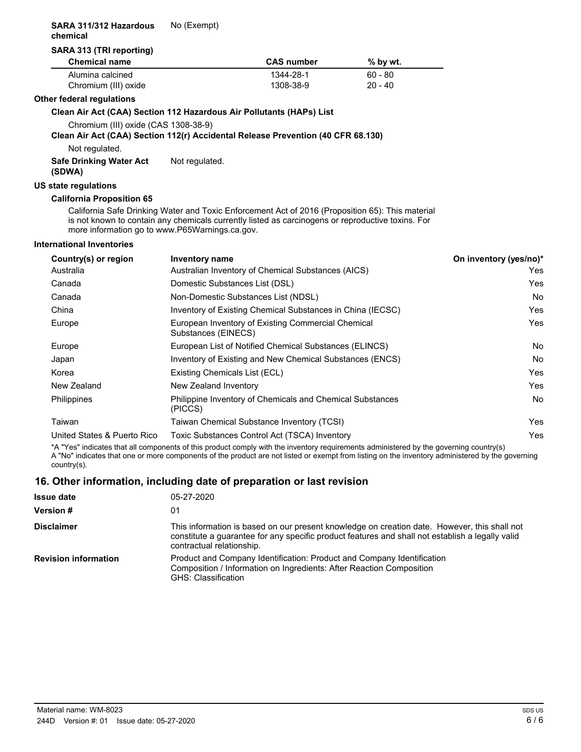**SARA 311/312 Hazardous chemical** No (Exempt)

**SARA 313 (TRI reporting)**

| Chemical name | CAS number | % by wt. |
| --- | --- | --- |
| Alumina calcined | 1344-28-1 | 60 - 80 |
| Chromium (III) oxide | 1308-38-9 | 20 - 40 |

**Other federal regulations**

**Clean Air Act (CAA) Section 112 Hazardous Air Pollutants (HAPs) List**

Chromium (III) oxide (CAS 1308-38-9)

**Clean Air Act (CAA) Section 112(r) Accidental Release Prevention (40 CFR 68.130)**

Not regulated.

**Safe Drinking Water Act (SDWA)** Not regulated.

**US state regulations**

**California Proposition 65**

California Safe Drinking Water and Toxic Enforcement Act of 2016 (Proposition 65): This material is not known to contain any chemicals currently listed as carcinogens or reproductive toxins. For more information go to www.P65Warnings.ca.gov.

**International Inventories**

| Country(s) or region | Inventory name | On inventory (yes/no)* |
| --- | --- | --- |
| Australia | Australian Inventory of Chemical Substances (AICS) | Yes |
| Canada | Domestic Substances List (DSL) | Yes |
| Canada | Non-Domestic Substances List (NDSL) | No |
| China | Inventory of Existing Chemical Substances in China (IECSC) | Yes |
| Europe | European Inventory of Existing Commercial Chemical Substances (EINECS) | Yes |
| Europe | European List of Notified Chemical Substances (ELINCS) | No |
| Japan | Inventory of Existing and New Chemical Substances (ENCS) | No |
| Korea | Existing Chemicals List (ECL) | Yes |
| New Zealand | New Zealand Inventory | Yes |
| Philippines | Philippine Inventory of Chemicals and Chemical Substances (PICCS) | No |
| Taiwan | Taiwan Chemical Substance Inventory (TCSI) | Yes |
| United States & Puerto Rico | Toxic Substances Control Act (TSCA) Inventory | Yes |

*A "Yes" indicates that all components of this product comply with the inventory requirements administered by the governing country(s)
A "No" indicates that one or more components of the product are not listed or exempt from listing on the inventory administered by the governing country(s).

## 16. Other information, including date of preparation or last revision

**Issue date** 05-27-2020

**Version #** 01

**Disclaimer** This information is based on our present knowledge on creation date. However, this shall not constitute a guarantee for any specific product features and shall not establish a legally valid contractual relationship.

**Revision information** Product and Company Identification: Product and Company Identification
Composition / Information on Ingredients: After Reaction Composition
GHS: Classification